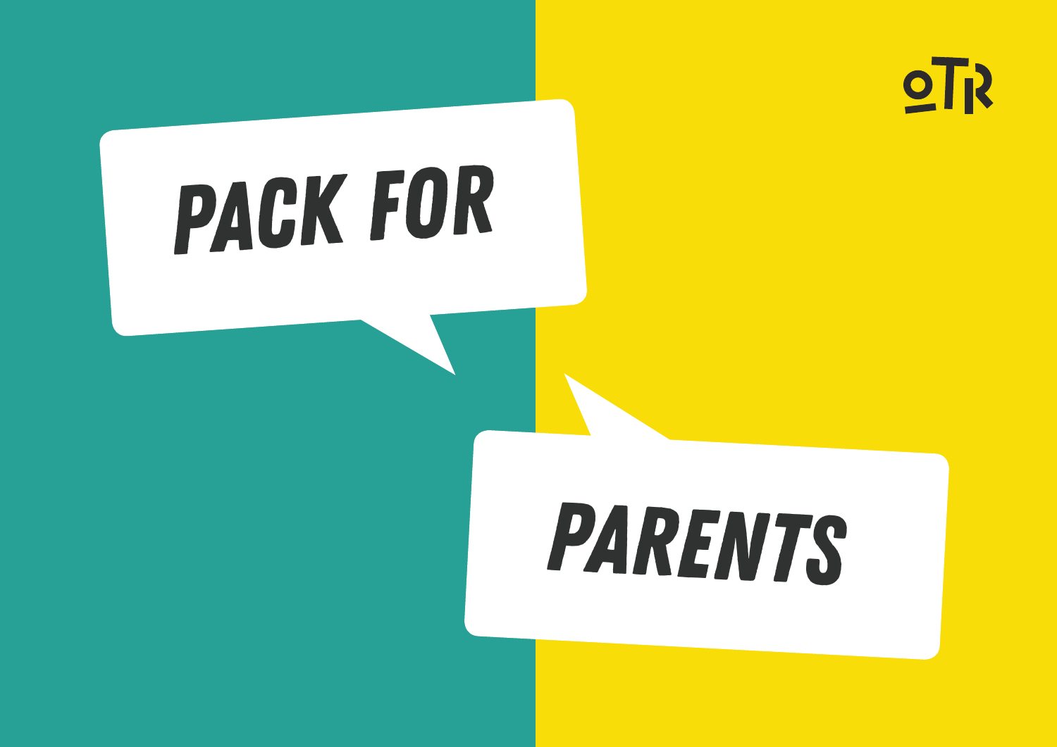# PACK FOR PARENTS

OTR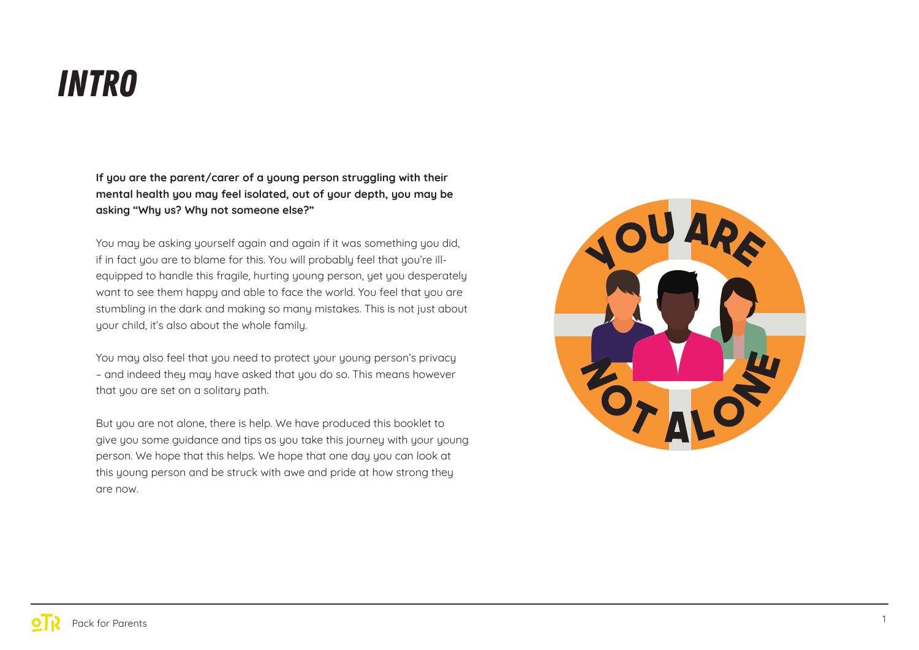# INTRO

**If you are the parent/carer of a young person struggling with their mental health you may feel isolated, out of your depth, you may be asking "Why us? Why not someone else?"**

You may be asking yourself again and again if it was something you did, if in fact you are to blame for this. You will probably feel that you're ill-equipped to handle this fragile, hurting young person, yet you desperately want to see them happy and able to face the world. You feel that you are stumbling in the dark and making so many mistakes. This is not just about your child, it's also about the whole family.

You may also feel that you need to protect your young person's privacy – and indeed they may have asked that you do so. This means however that you are set on a solitary path.

But you are not alone, there is help. We have produced this booklet to give you some guidance and tips as you take this journey with your young person. We hope that this helps. We hope that one day you can look at this young person and be struck with awe and pride at how strong they are now.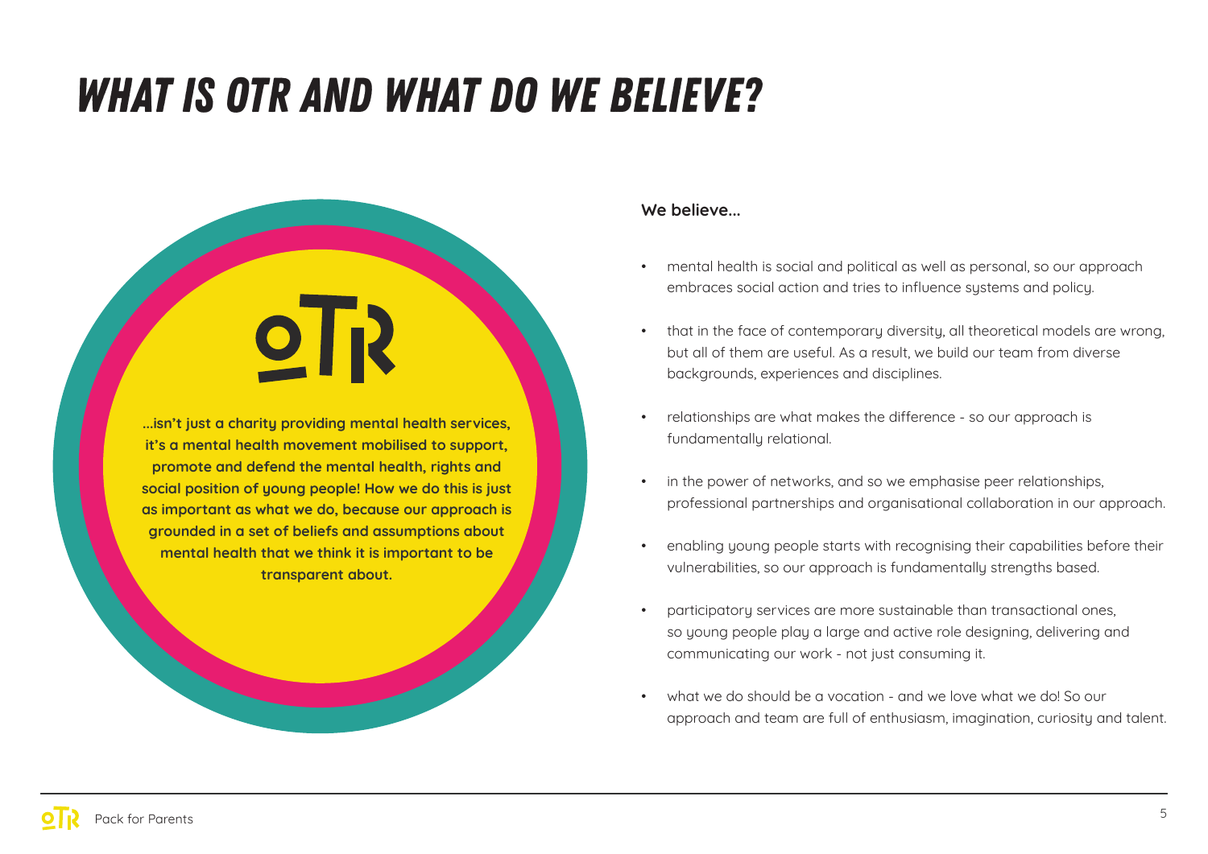# WHAT IS OTR AND WHAT DO WE BELIEVE?

OTR

**...isn't just a charity providing mental health services, it's a mental health movement mobilised to support, promote and defend the mental health, rights and social position of young people! How we do this is just as important as what we do, because our approach is grounded in a set of beliefs and assumptions about mental health that we think it is important to be transparent about.**

**We believe...**

- mental health is social and political as well as personal, so our approach embraces social action and tries to influence systems and policy.
- that in the face of contemporary diversity, all theoretical models are wrong, but all of them are useful. As a result, we build our team from diverse backgrounds, experiences and disciplines.
- relationships are what makes the difference - so our approach is fundamentally relational.
- in the power of networks, and so we emphasise peer relationships, professional partnerships and organisational collaboration in our approach.
- enabling young people starts with recognising their capabilities before their vulnerabilities, so our approach is fundamentally strengths based.
- participatory services are more sustainable than transactional ones, so young people play a large and active role designing, delivering and communicating our work - not just consuming it.
- what we do should be a vocation - and we love what we do! So our approach and team are full of enthusiasm, imagination, curiosity and talent.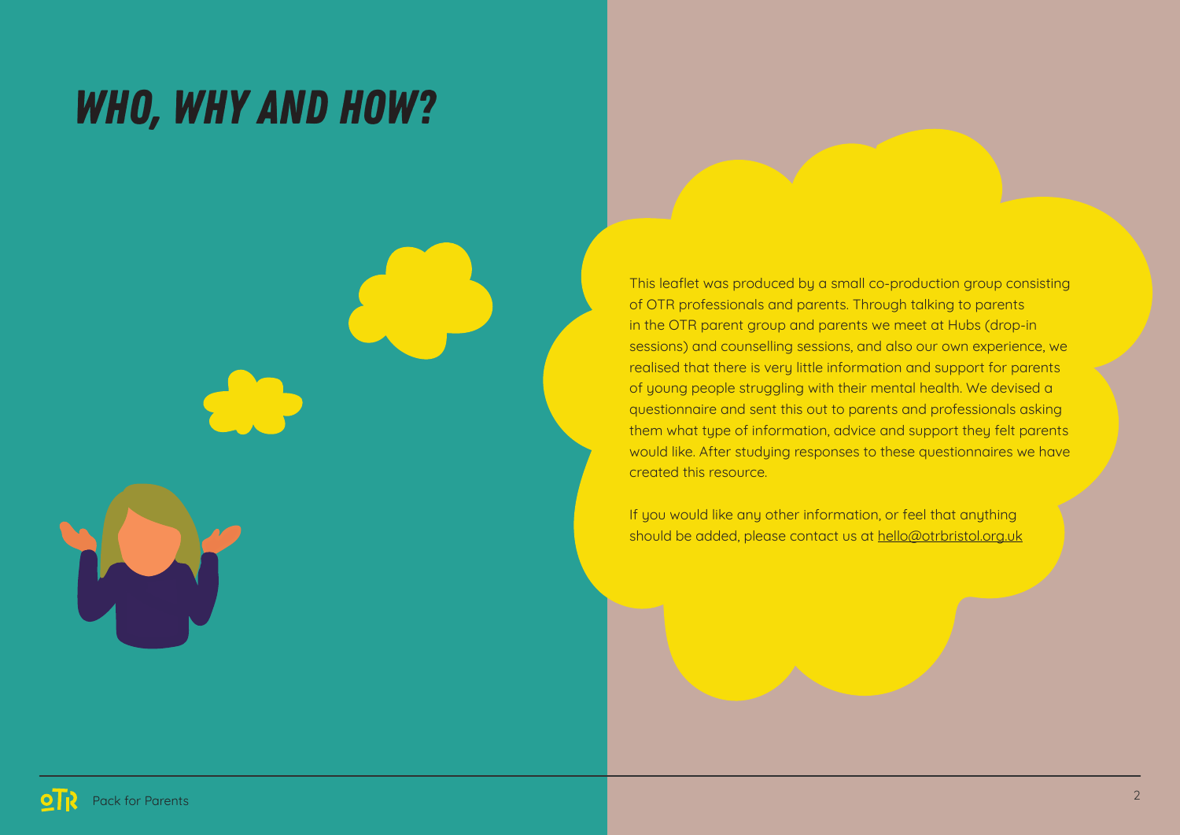# WHO, WHY AND HOW?

This leaflet was produced by a small co-production group consisting of OTR professionals and parents. Through talking to parents in the OTR parent group and parents we meet at Hubs (drop-in sessions) and counselling sessions, and also our own experience, we realised that there is very little information and support for parents of young people struggling with their mental health. We devised a questionnaire and sent this out to parents and professionals asking them what type of information, advice and support they felt parents would like. After studying responses to these questionnaires we have created this resource.

If you would like any other information, or feel that anything should be added, please contact us at hello@otrbristol.org.uk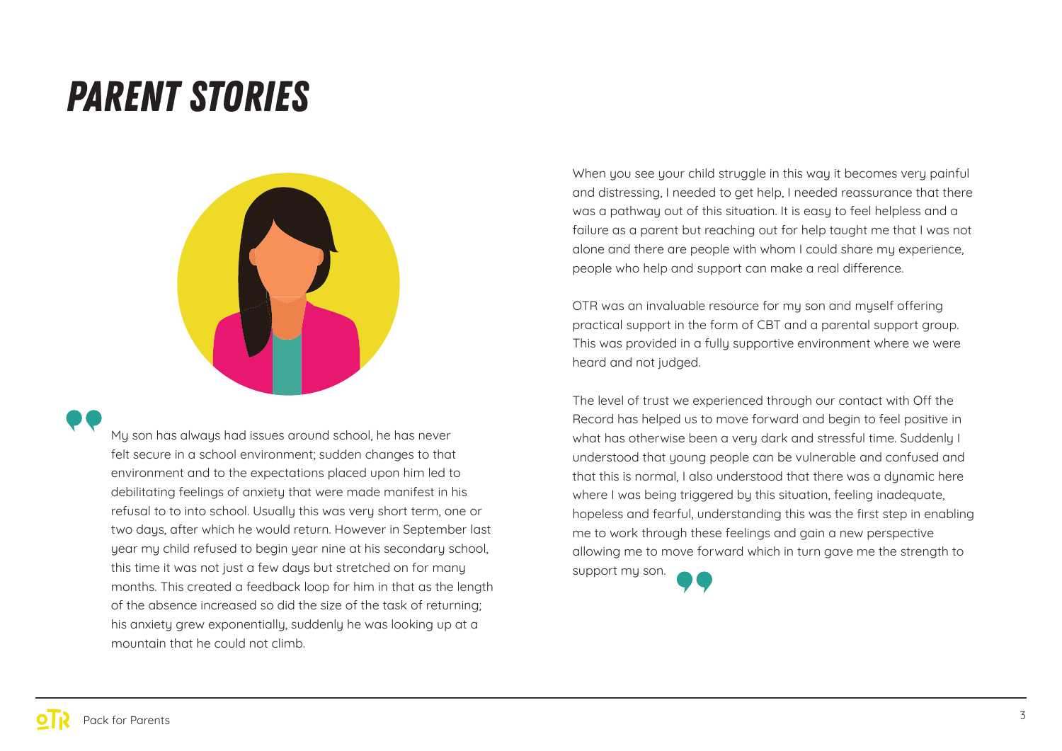# PARENT STORIES

My son has always had issues around school, he has never felt secure in a school environment; sudden changes to that environment and to the expectations placed upon him led to debilitating feelings of anxiety that were made manifest in his refusal to to into school. Usually this was very short term, one or two days, after which he would return. However in September last year my child refused to begin year nine at his secondary school, this time it was not just a few days but stretched on for many months. This created a feedback loop for him in that as the length of the absence increased so did the size of the task of returning; his anxiety grew exponentially, suddenly he was looking up at a mountain that he could not climb.

When you see your child struggle in this way it becomes very painful and distressing, I needed to get help, I needed reassurance that there was a pathway out of this situation. It is easy to feel helpless and a failure as a parent but reaching out for help taught me that I was not alone and there are people with whom I could share my experience, people who help and support can make a real difference.

OTR was an invaluable resource for my son and myself offering practical support in the form of CBT and a parental support group. This was provided in a fully supportive environment where we were heard and not judged.

The level of trust we experienced through our contact with Off the Record has helped us to move forward and begin to feel positive in what has otherwise been a very dark and stressful time. Suddenly I understood that young people can be vulnerable and confused and that this is normal, I also understood that there was a dynamic here where I was being triggered by this situation, feeling inadequate, hopeless and fearful, understanding this was the first step in enabling me to work through these feelings and gain a new perspective allowing me to move forward which in turn gave me the strength to support my son.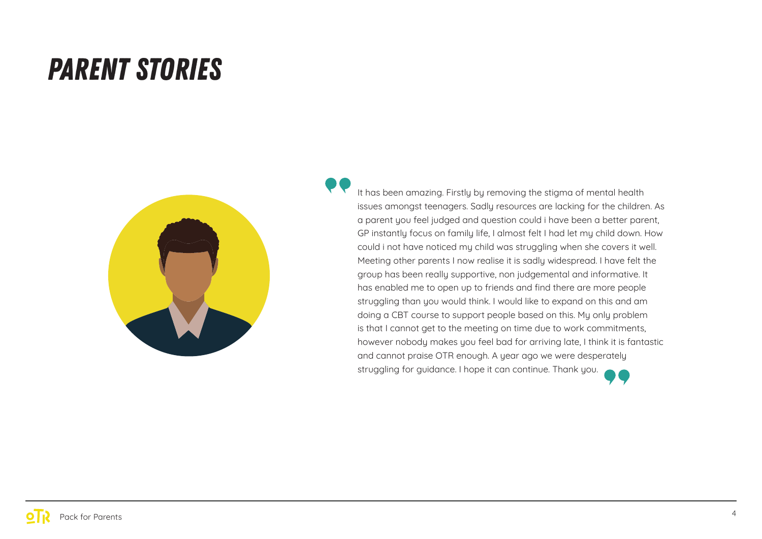# PARENT STORIES

> It has been amazing. Firstly by removing the stigma of mental health issues amongst teenagers. Sadly resources are lacking for the children. As a parent you feel judged and question could i have been a better parent, GP instantly focus on family life, I almost felt I had let my child down. How could i not have noticed my child was struggling when she covers it well. Meeting other parents I now realise it is sadly widespread. I have felt the group has been really supportive, non judgemental and informative. It has enabled me to open up to friends and find there are more people struggling than you would think. I would like to expand on this and am doing a CBT course to support people based on this. My only problem is that I cannot get to the meeting on time due to work commitments, however nobody makes you feel bad for arriving late, I think it is fantastic and cannot praise OTR enough. A year ago we were desperately struggling for guidance. I hope it can continue. Thank you.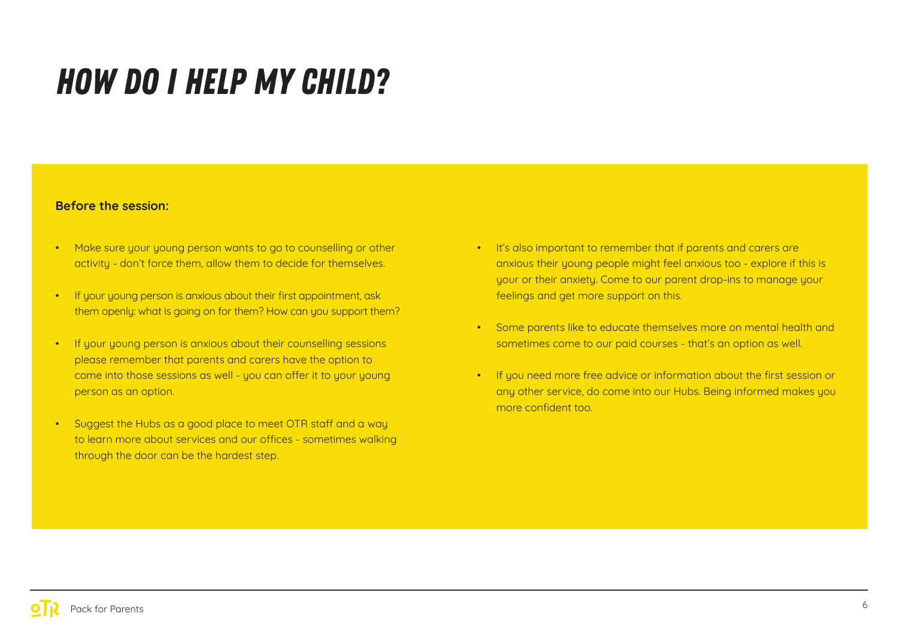# HOW DO I HELP MY CHILD?

**Before the session:**

- Make sure your young person wants to go to counselling or other activity - don't force them, allow them to decide for themselves.
- If your young person is anxious about their first appointment, ask them openly: what is going on for them? How can you support them?
- If your young person is anxious about their counselling sessions please remember that parents and carers have the option to come into those sessions as well - you can offer it to your young person as an option.
- Suggest the Hubs as a good place to meet OTR staff and a way to learn more about services and our offices - sometimes walking through the door can be the hardest step.
- It's also important to remember that if parents and carers are anxious their young people might feel anxious too - explore if this is your or their anxiety. Come to our parent drop-ins to manage your feelings and get more support on this.
- Some parents like to educate themselves more on mental health and sometimes come to our paid courses - that's an option as well.
- If you need more free advice or information about the first session or any other service, do come into our Hubs. Being informed makes you more confident too.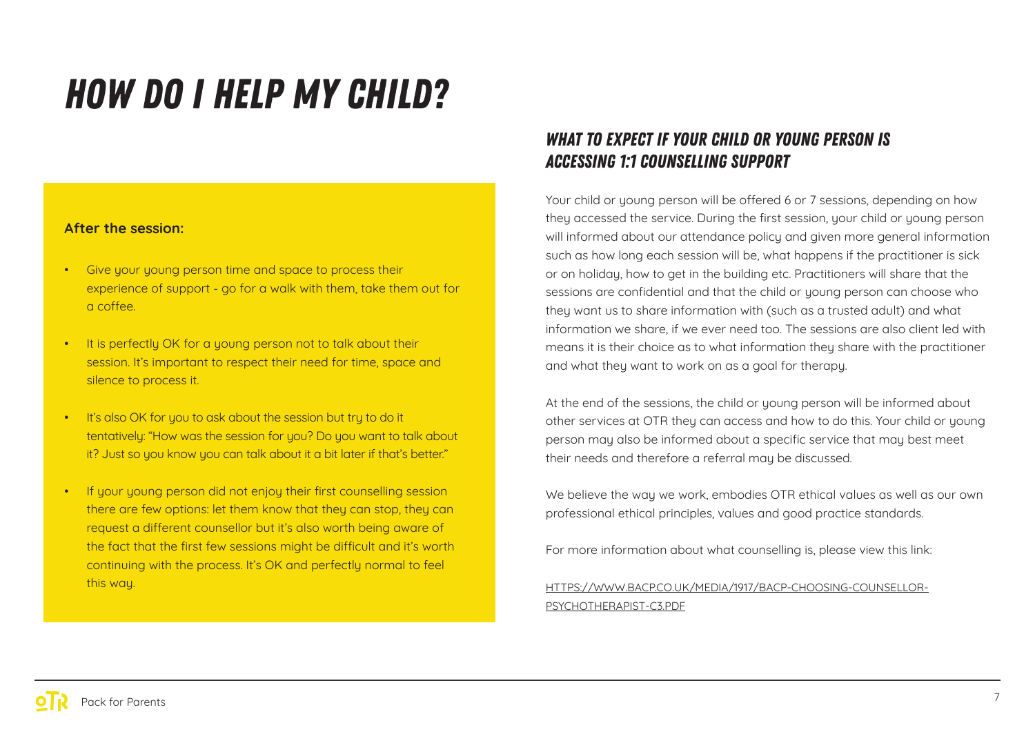# HOW DO I HELP MY CHILD?

**After the session:**

- Give your young person time and space to process their experience of support - go for a walk with them, take them out for a coffee.
- It is perfectly OK for a young person not to talk about their session. It's important to respect their need for time, space and silence to process it.
- It's also OK for you to ask about the session but try to do it tentatively: "How was the session for you? Do you want to talk about it? Just so you know you can talk about it a bit later if that's better."
- If your young person did not enjoy their first counselling session there are few options: let them know that they can stop, they can request a different counsellor but it's also worth being aware of the fact that the first few sessions might be difficult and it's worth continuing with the process. It's OK and perfectly normal to feel this way.

## WHAT TO EXPECT IF YOUR CHILD OR YOUNG PERSON IS ACCESSING 1:1 COUNSELLING SUPPORT

Your child or young person will be offered 6 or 7 sessions, depending on how they accessed the service. During the first session, your child or young person will informed about our attendance policy and given more general information such as how long each session will be, what happens if the practitioner is sick or on holiday, how to get in the building etc. Practitioners will share that the sessions are confidential and that the child or young person can choose who they want us to share information with (such as a trusted adult) and what information we share, if we ever need too. The sessions are also client led with means it is their choice as to what information they share with the practitioner and what they want to work on as a goal for therapy.

At the end of the sessions, the child or young person will be informed about other services at OTR they can access and how to do this. Your child or young person may also be informed about a specific service that may best meet their needs and therefore a referral may be discussed.

We believe the way we work, embodies OTR ethical values as well as our own professional ethical principles, values and good practice standards.

For more information about what counselling is, please view this link:

HTTPS://WWW.BACP.CO.UK/MEDIA/1917/BACP-CHOOSING-COUNSELLOR-PSYCHOTHERAPIST-C3.PDF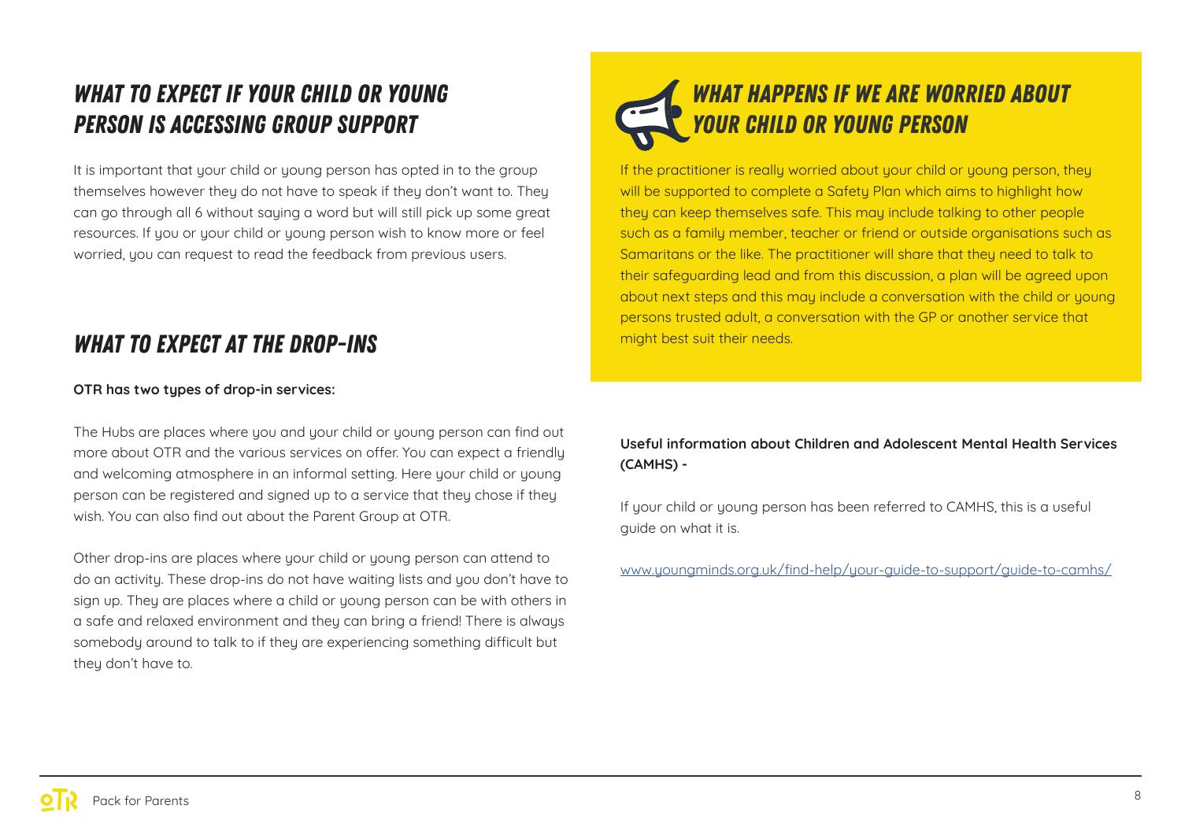## *WHAT TO EXPECT IF YOUR CHILD OR YOUNG PERSON IS ACCESSING GROUP SUPPORT*

It is important that your child or young person has opted in to the group themselves however they do not have to speak if they don't want to. They can go through all 6 without saying a word but will still pick up some great resources. If you or your child or young person wish to know more or feel worried, you can request to read the feedback from previous users.

## *WHAT TO EXPECT AT THE DROP-INS*

**OTR has two types of drop-in services:**

The Hubs are places where you and your child or young person can find out more about OTR and the various services on offer. You can expect a friendly and welcoming atmosphere in an informal setting. Here your child or young person can be registered and signed up to a service that they chose if they wish. You can also find out about the Parent Group at OTR.

Other drop-ins are places where your child or young person can attend to do an activity. These drop-ins do not have waiting lists and you don't have to sign up. They are places where a child or young person can be with others in a safe and relaxed environment and they can bring a friend! There is always somebody around to talk to if they are experiencing something difficult but they don't have to.

## *WHAT HAPPENS IF WE ARE WORRIED ABOUT YOUR CHILD OR YOUNG PERSON*

If the practitioner is really worried about your child or young person, they will be supported to complete a Safety Plan which aims to highlight how they can keep themselves safe. This may include talking to other people such as a family member, teacher or friend or outside organisations such as Samaritans or the like. The practitioner will share that they need to talk to their safeguarding lead and from this discussion, a plan will be agreed upon about next steps and this may include a conversation with the child or young persons trusted adult, a conversation with the GP or another service that might best suit their needs.

**Useful information about Children and Adolescent Mental Health Services (CAMHS) -**

If your child or young person has been referred to CAMHS, this is a useful guide on what it is.

www.youngminds.org.uk/find-help/your-guide-to-support/guide-to-camhs/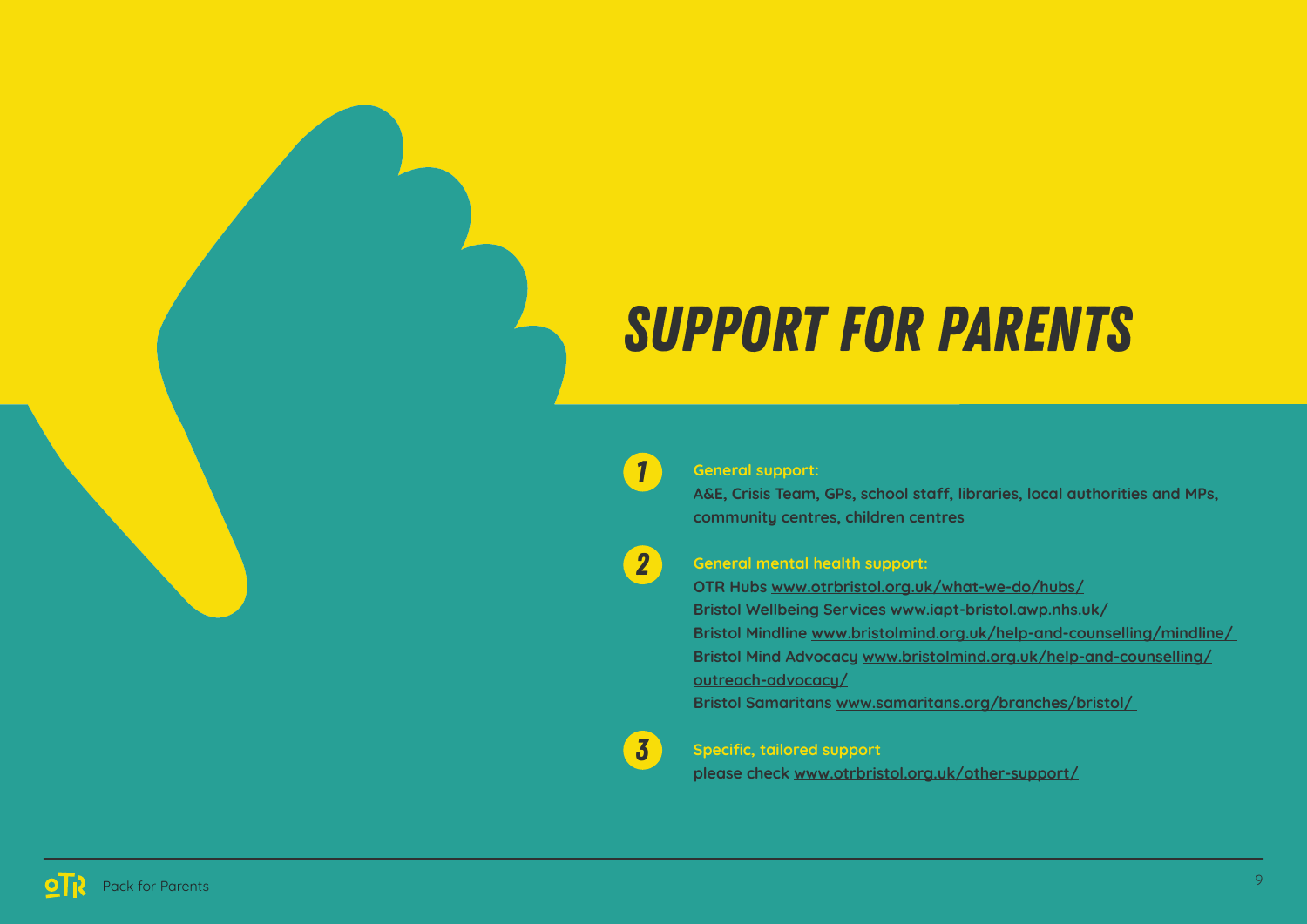# SUPPORT FOR PARENTS

1. **General support:**
   A&E, Crisis Team, GPs, school staff, libraries, local authorities and MPs, community centres, children centres

2. **General mental health support:**
   OTR Hubs www.otrbristol.org.uk/what-we-do/hubs/
   Bristol Wellbeing Services www.iapt-bristol.awp.nhs.uk/
   Bristol Mindline www.bristolmind.org.uk/help-and-counselling/mindline/
   Bristol Mind Advocacy www.bristolmind.org.uk/help-and-counselling/outreach-advocacy/
   Bristol Samaritans www.samaritans.org/branches/bristol/

3. **Specific, tailored support**
   please check www.otrbristol.org.uk/other-support/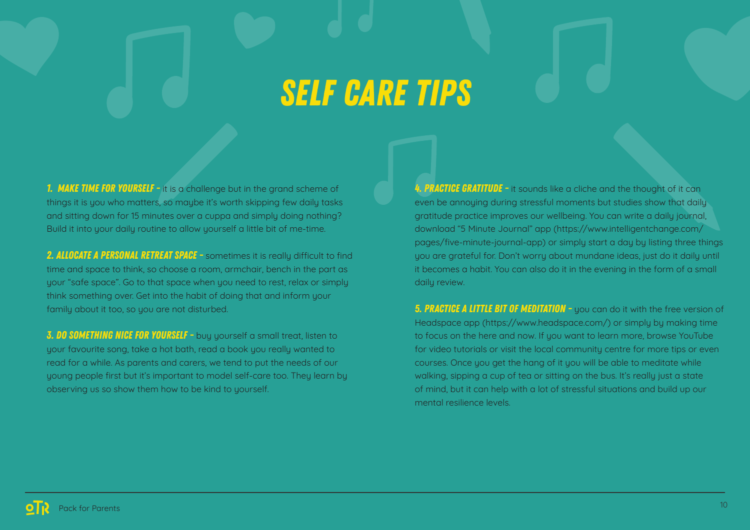# SELF CARE TIPS

**1. MAKE TIME FOR YOURSELF -** it is a challenge but in the grand scheme of things it is you who matters, so maybe it's worth skipping few daily tasks and sitting down for 15 minutes over a cuppa and simply doing nothing? Build it into your daily routine to allow yourself a little bit of me-time.

**2. ALLOCATE A PERSONAL RETREAT SPACE -** sometimes it is really difficult to find time and space to think, so choose a room, armchair, bench in the part as your "safe space". Go to that space when you need to rest, relax or simply think something over. Get into the habit of doing that and inform your family about it too, so you are not disturbed.

**3. DO SOMETHING NICE FOR YOURSELF -** buy yourself a small treat, listen to your favourite song, take a hot bath, read a book you really wanted to read for a while. As parents and carers, we tend to put the needs of our young people first but it's important to model self-care too. They learn by observing us so show them how to be kind to yourself.

**4. PRACTICE GRATITUDE -** it sounds like a cliche and the thought of it can even be annoying during stressful moments but studies show that daily gratitude practice improves our wellbeing. You can write a daily journal, download "5 Minute Journal" app (https://www.intelligentchange.com/pages/five-minute-journal-app) or simply start a day by listing three things you are grateful for. Don't worry about mundane ideas, just do it daily until it becomes a habit. You can also do it in the evening in the form of a small daily review.

**5. PRACTICE A LITTLE BIT OF MEDITATION -** you can do it with the free version of Headspace app (https://www.headspace.com/) or simply by making time to focus on the here and now. If you want to learn more, browse YouTube for video tutorials or visit the local community centre for more tips or even courses. Once you get the hang of it you will be able to meditate while walking, sipping a cup of tea or sitting on the bus. It's really just a state of mind, but it can help with a lot of stressful situations and build up our mental resilience levels.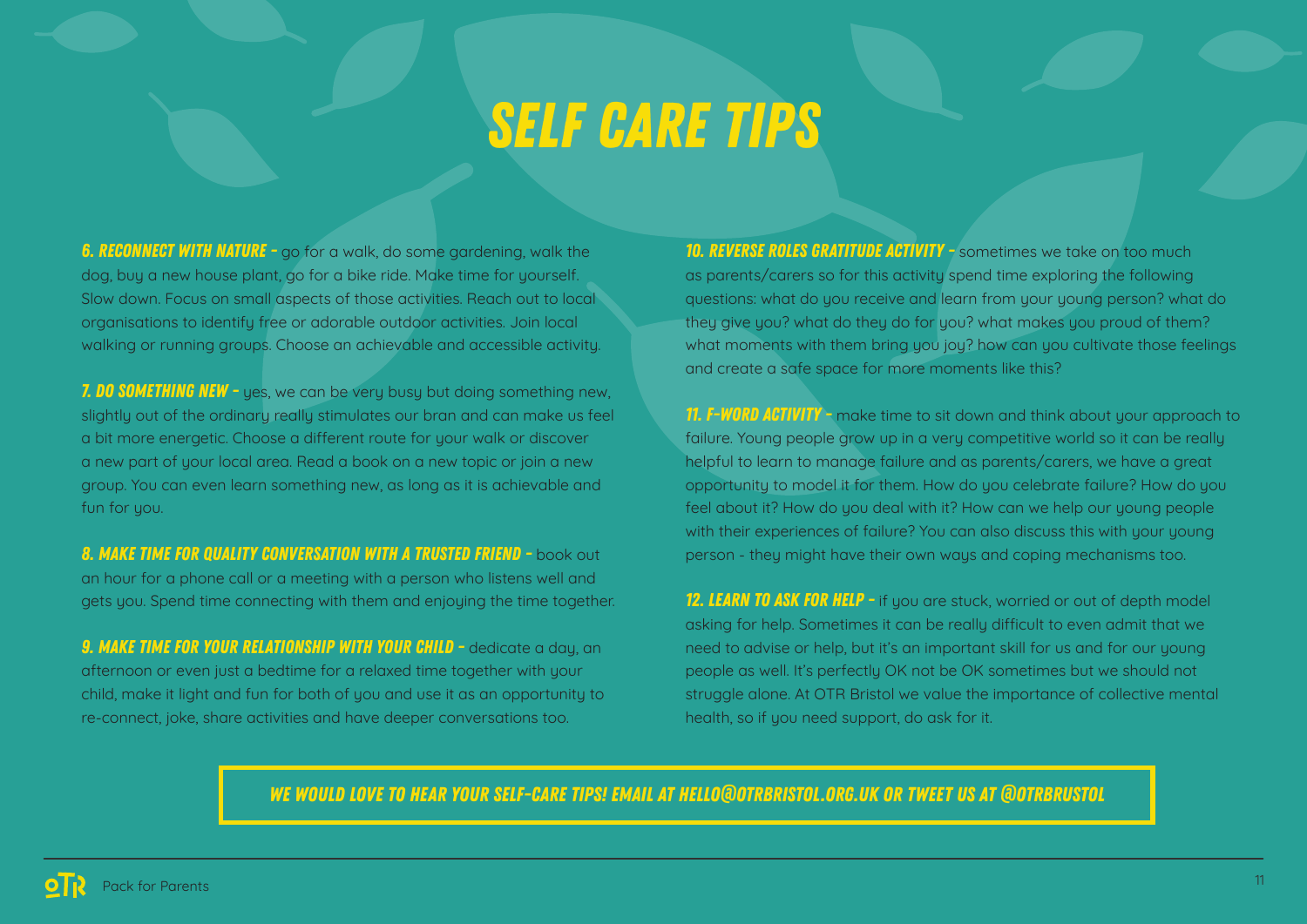# SELF CARE TIPS

**6. RECONNECT WITH NATURE -** go for a walk, do some gardening, walk the dog, buy a new house plant, go for a bike ride. Make time for yourself. Slow down. Focus on small aspects of those activities. Reach out to local organisations to identify free or adorable outdoor activities. Join local walking or running groups. Choose an achievable and accessible activity.

**7. DO SOMETHING NEW -** yes, we can be very busy but doing something new, slightly out of the ordinary really stimulates our bran and can make us feel a bit more energetic. Choose a different route for your walk or discover a new part of your local area. Read a book on a new topic or join a new group. You can even learn something new, as long as it is achievable and fun for you.

**8. MAKE TIME FOR QUALITY CONVERSATION WITH A TRUSTED FRIEND -** book out an hour for a phone call or a meeting with a person who listens well and gets you. Spend time connecting with them and enjoying the time together.

**9. MAKE TIME FOR YOUR RELATIONSHIP WITH YOUR CHILD -** dedicate a day, an afternoon or even just a bedtime for a relaxed time together with your child, make it light and fun for both of you and use it as an opportunity to re-connect, joke, share activities and have deeper conversations too.

**10. REVERSE ROLES GRATITUDE ACTIVITY -** sometimes we take on too much as parents/carers so for this activity spend time exploring the following questions: what do you receive and learn from your young person? what do they give you? what do they do for you? what makes you proud of them? what moments with them bring you joy? how can you cultivate those feelings and create a safe space for more moments like this?

**11. F-WORD ACTIVITY -** make time to sit down and think about your approach to failure. Young people grow up in a very competitive world so it can be really helpful to learn to manage failure and as parents/carers, we have a great opportunity to model it for them. How do you celebrate failure? How do you feel about it? How do you deal with it? How can we help our young people with their experiences of failure? You can also discuss this with your young person - they might have their own ways and coping mechanisms too.

**12. LEARN TO ASK FOR HELP -** if you are stuck, worried or out of depth model asking for help. Sometimes it can be really difficult to even admit that we need to advise or help, but it's an important skill for us and for our young people as well. It's perfectly OK not be OK sometimes but we should not struggle alone. At OTR Bristol we value the importance of collective mental health, so if you need support, do ask for it.

**WE WOULD LOVE TO HEAR YOUR SELF-CARE TIPS! EMAIL AT HELLO@OTRBRISTOL.ORG.UK OR TWEET US AT @OTRBRUSTOL**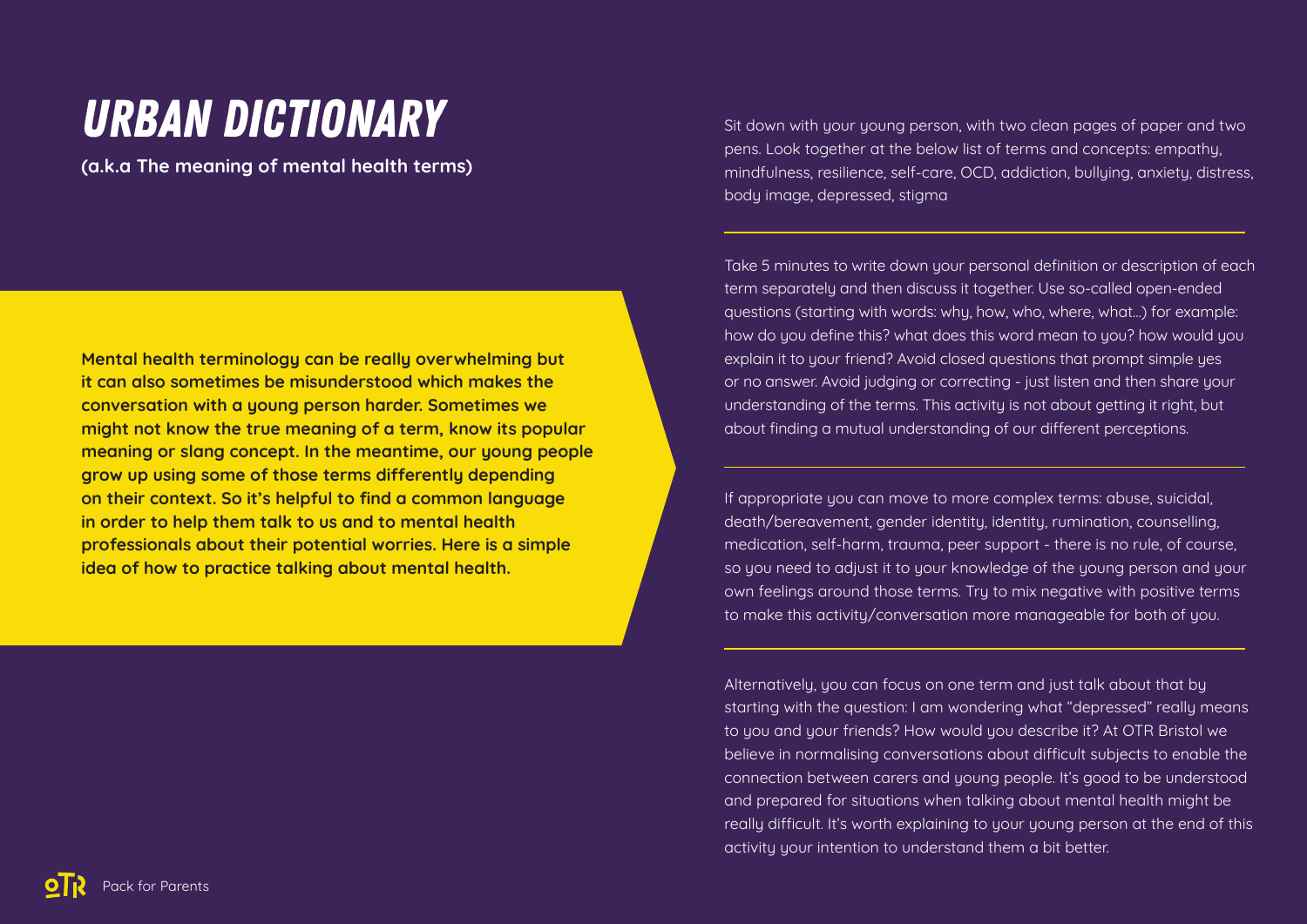# URBAN DICTIONARY

**(a.k.a The meaning of mental health terms)**

**Mental health terminology can be really overwhelming but it can also sometimes be misunderstood which makes the conversation with a young person harder. Sometimes we might not know the true meaning of a term, know its popular meaning or slang concept. In the meantime, our young people grow up using some of those terms differently depending on their context. So it's helpful to find a common language in order to help them talk to us and to mental health professionals about their potential worries. Here is a simple idea of how to practice talking about mental health.**

Sit down with your young person, with two clean pages of paper and two pens. Look together at the below list of terms and concepts: empathy, mindfulness, resilience, self-care, OCD, addiction, bullying, anxiety, distress, body image, depressed, stigma

---

Take 5 minutes to write down your personal definition or description of each term separately and then discuss it together. Use so-called open-ended questions (starting with words: why, how, who, where, what...) for example: how do you define this? what does this word mean to you? how would you explain it to your friend? Avoid closed questions that prompt simple yes or no answer. Avoid judging or correcting - just listen and then share your understanding of the terms. This activity is not about getting it right, but about finding a mutual understanding of our different perceptions.

---

If appropriate you can move to more complex terms: abuse, suicidal, death/bereavement, gender identity, identity, rumination, counselling, medication, self-harm, trauma, peer support - there is no rule, of course, so you need to adjust it to your knowledge of the young person and your own feelings around those terms. Try to mix negative with positive terms to make this activity/conversation more manageable for both of you.

---

Alternatively, you can focus on one term and just talk about that by starting with the question: I am wondering what "depressed" really means to you and your friends? How would you describe it? At OTR Bristol we believe in normalising conversations about difficult subjects to enable the connection between carers and young people. It's good to be understood and prepared for situations when talking about mental health might be really difficult. It's worth explaining to your young person at the end of this activity your intention to understand them a bit better.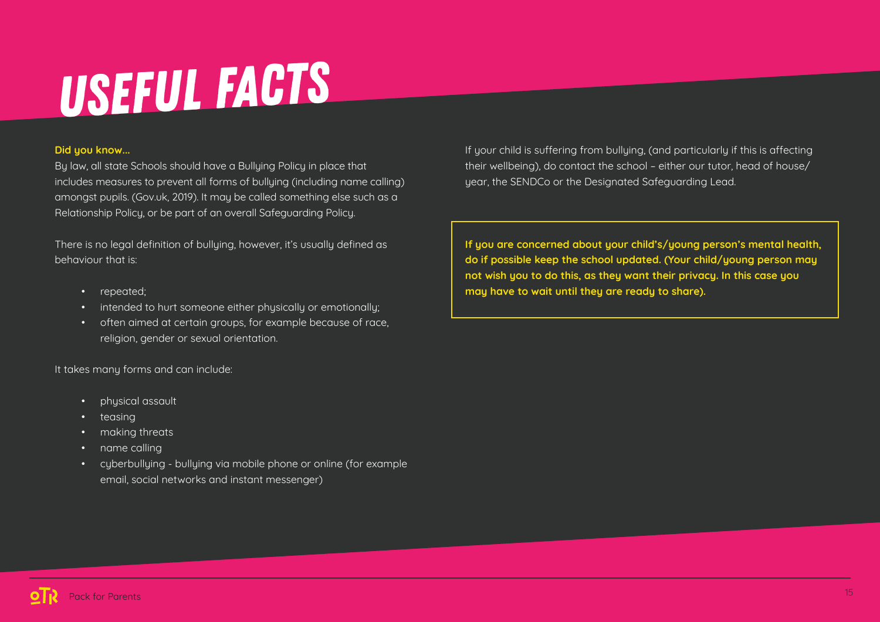# USEFUL FACTS

**Did you know...**

By law, all state Schools should have a Bullying Policy in place that includes measures to prevent all forms of bullying (including name calling) amongst pupils. (Gov.uk, 2019). It may be called something else such as a Relationship Policy, or be part of an overall Safeguarding Policy.

There is no legal definition of bullying, however, it's usually defined as behaviour that is:

- repeated;
- intended to hurt someone either physically or emotionally;
- often aimed at certain groups, for example because of race, religion, gender or sexual orientation.

It takes many forms and can include:

- physical assault
- teasing
- making threats
- name calling
- cyberbullying - bullying via mobile phone or online (for example email, social networks and instant messenger)

If your child is suffering from bullying, (and particularly if this is affecting their wellbeing), do contact the school – either our tutor, head of house/ year, the SENDCo or the Designated Safeguarding Lead.

**If you are concerned about your child's/young person's mental health, do if possible keep the school updated. (Your child/young person may not wish you to do this, as they want their privacy. In this case you may have to wait until they are ready to share).**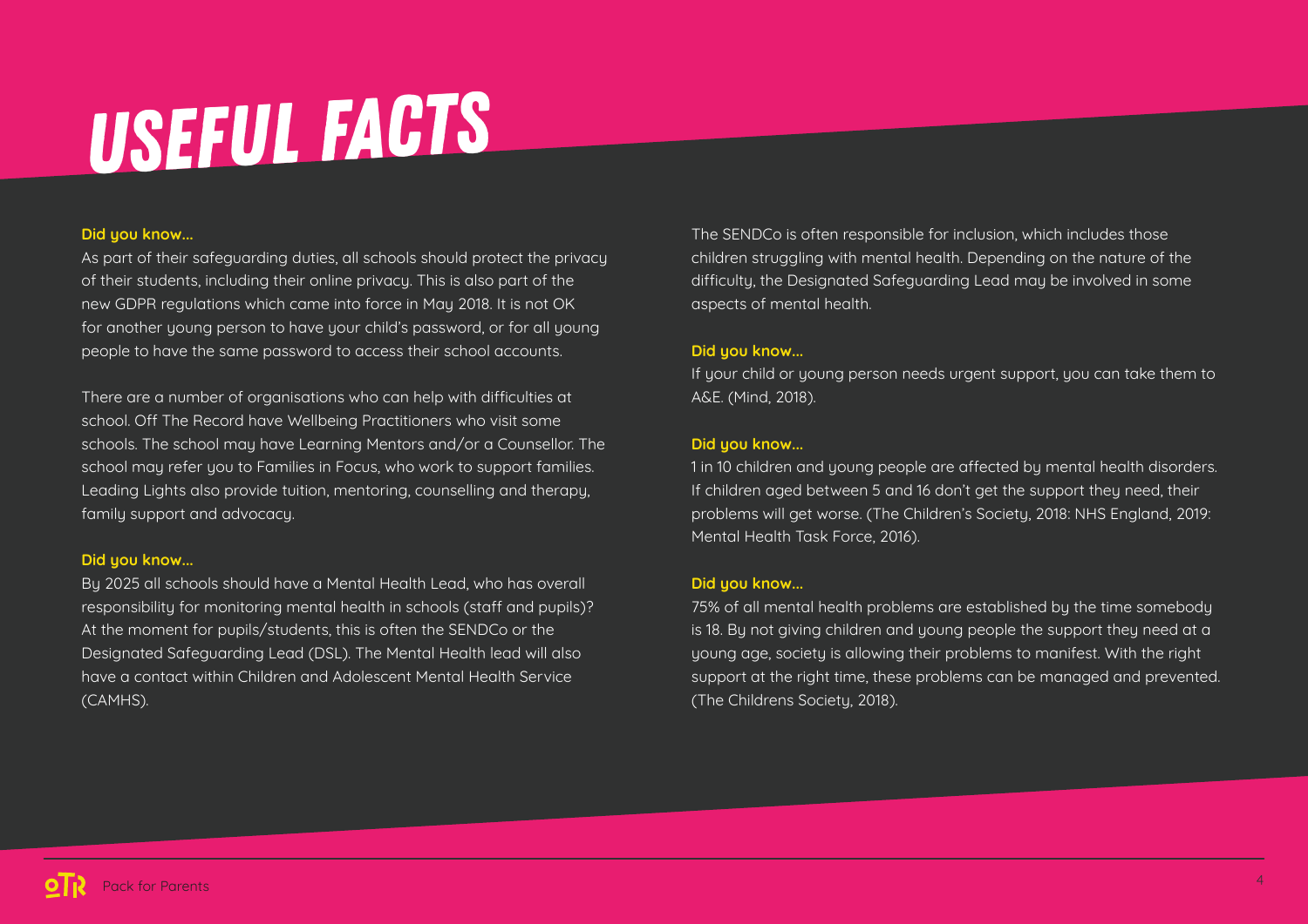# USEFUL FACTS

**Did you know...**

As part of their safeguarding duties, all schools should protect the privacy of their students, including their online privacy. This is also part of the new GDPR regulations which came into force in May 2018. It is not OK for another young person to have your child's password, or for all young people to have the same password to access their school accounts.

There are a number of organisations who can help with difficulties at school. Off The Record have Wellbeing Practitioners who visit some schools. The school may have Learning Mentors and/or a Counsellor. The school may refer you to Families in Focus, who work to support families. Leading Lights also provide tuition, mentoring, counselling and therapy, family support and advocacy.

**Did you know...**

By 2025 all schools should have a Mental Health Lead, who has overall responsibility for monitoring mental health in schools (staff and pupils)? At the moment for pupils/students, this is often the SENDCo or the Designated Safeguarding Lead (DSL). The Mental Health lead will also have a contact within Children and Adolescent Mental Health Service (CAMHS).

The SENDCo is often responsible for inclusion, which includes those children struggling with mental health. Depending on the nature of the difficulty, the Designated Safeguarding Lead may be involved in some aspects of mental health.

**Did you know...**

If your child or young person needs urgent support, you can take them to A&E. (Mind, 2018).

**Did you know...**

1 in 10 children and young people are affected by mental health disorders. If children aged between 5 and 16 don't get the support they need, their problems will get worse. (The Children's Society, 2018: NHS England, 2019: Mental Health Task Force, 2016).

**Did you know...**

75% of all mental health problems are established by the time somebody is 18. By not giving children and young people the support they need at a young age, society is allowing their problems to manifest. With the right support at the right time, these problems can be managed and prevented. (The Childrens Society, 2018).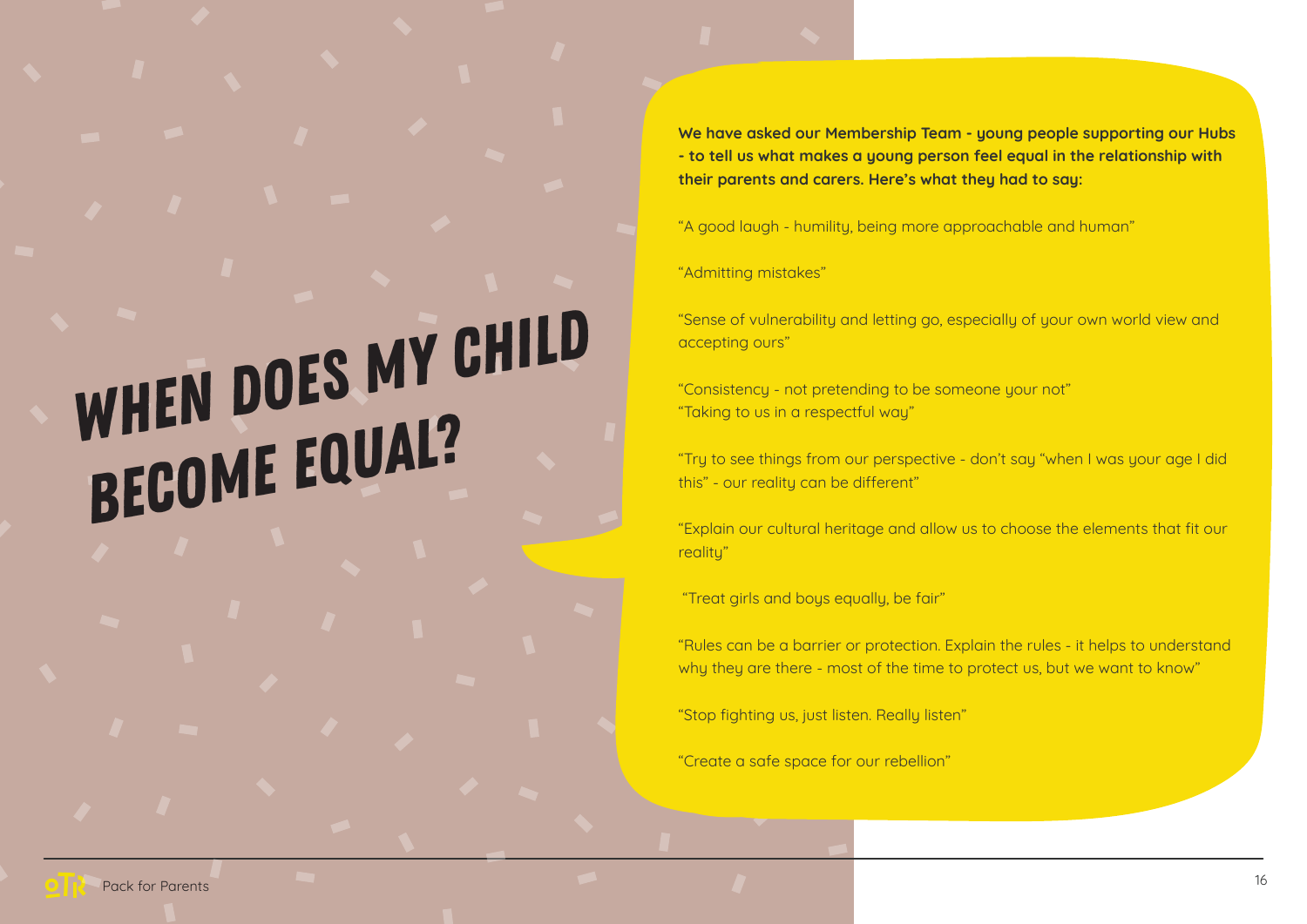# WHEN DOES MY CHILD BECOME EQUAL?

**We have asked our Membership Team - young people supporting our Hubs - to tell us what makes a young person feel equal in the relationship with their parents and carers. Here's what they had to say:**

"A good laugh - humility, being more approachable and human"

"Admitting mistakes"

"Sense of vulnerability and letting go, especially of your own world view and accepting ours"

"Consistency - not pretending to be someone your not"
"Taking to us in a respectful way"

"Try to see things from our perspective - don't say "when I was your age I did this" - our reality can be different"

"Explain our cultural heritage and allow us to choose the elements that fit our reality"

"Treat girls and boys equally, be fair"

"Rules can be a barrier or protection. Explain the rules - it helps to understand why they are there - most of the time to protect us, but we want to know"

"Stop fighting us, just listen. Really listen"

"Create a safe space for our rebellion"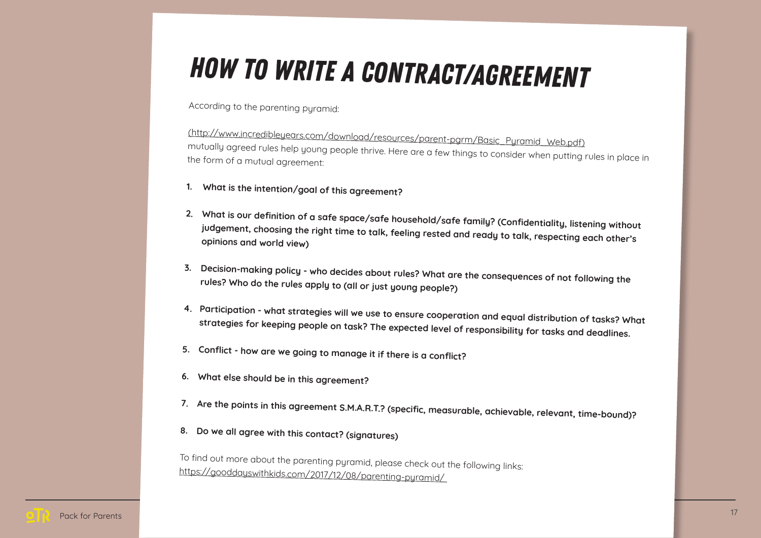# HOW TO WRITE A CONTRACT/AGREEMENT

According to the parenting pyramid:

(http://www.incredibleyears.com/download/resources/parent-pgrm/Basic_Pyramid_Web.pdf) mutually agreed rules help young people thrive. Here are a few things to consider when putting rules in place in the form of a mutual agreement:

1. **What is the intention/goal of this agreement?**
2. **What is our definition of a safe space/safe household/safe family? (Confidentiality, listening without judgement, choosing the right time to talk, feeling rested and ready to talk, respecting each other's opinions and world view)**
3. **Decision-making policy - who decides about rules? What are the consequences of not following the rules? Who do the rules apply to (all or just young people?)**
4. **Participation - what strategies will we use to ensure cooperation and equal distribution of tasks? What strategies for keeping people on task? The expected level of responsibility for tasks and deadlines.**
5. **Conflict - how are we going to manage it if there is a conflict?**
6. **What else should be in this agreement?**
7. **Are the points in this agreement S.M.A.R.T.? (specific, measurable, achievable, relevant, time-bound)?**
8. **Do we all agree with this contact? (signatures)**

To find out more about the parenting pyramid, please check out the following links:
https://gooddayswithkids.com/2017/12/08/parenting-pyramid/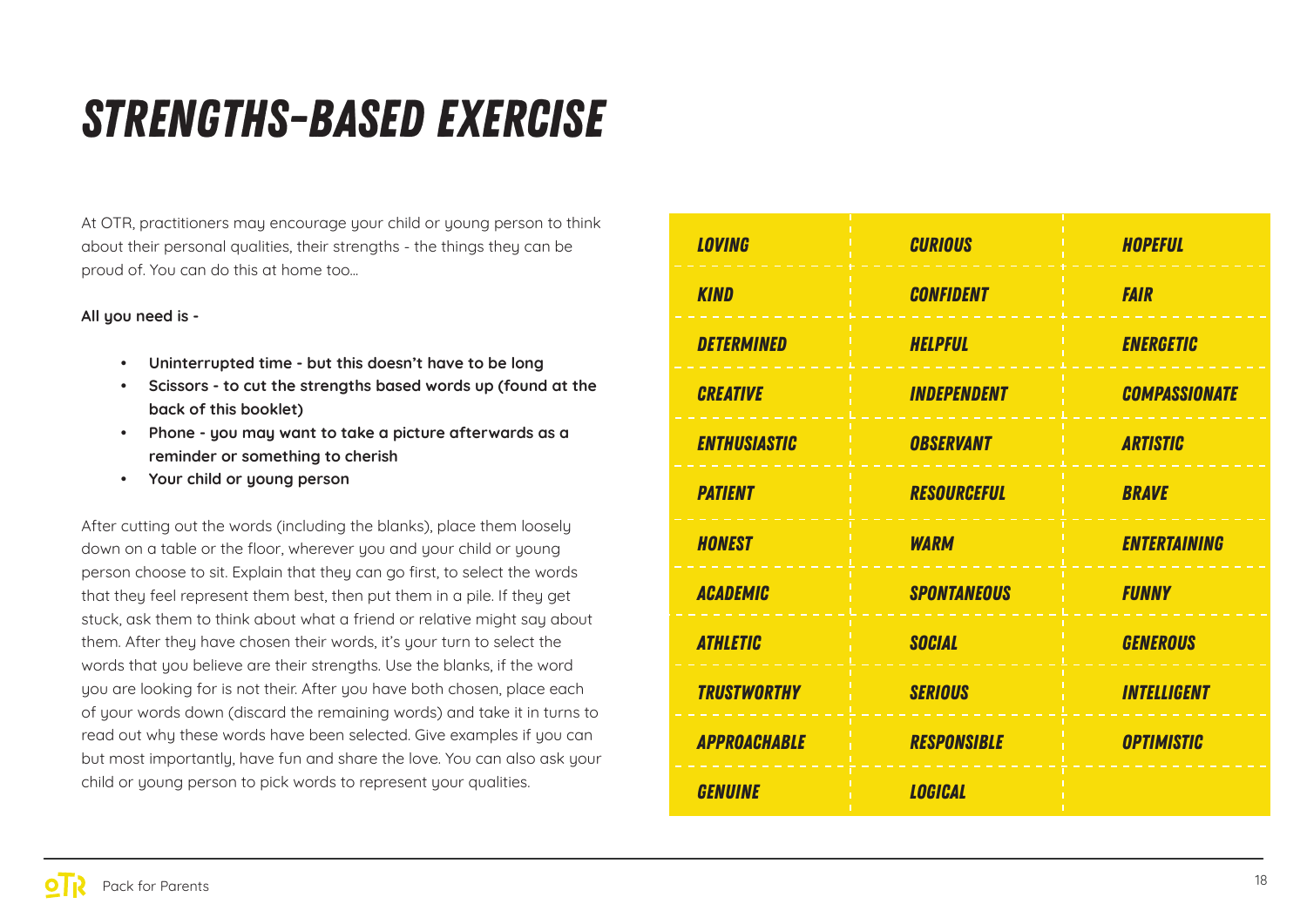# STRENGTHS-BASED EXERCISE

At OTR, practitioners may encourage your child or young person to think about their personal qualities, their strengths - the things they can be proud of. You can do this at home too...

**All you need is -**

- **Uninterrupted time - but this doesn't have to be long**
- **Scissors - to cut the strengths based words up (found at the back of this booklet)**
- **Phone - you may want to take a picture afterwards as a reminder or something to cherish**
- **Your child or young person**

After cutting out the words (including the blanks), place them loosely down on a table or the floor, wherever you and your child or young person choose to sit. Explain that they can go first, to select the words that they feel represent them best, then put them in a pile. If they get stuck, ask them to think about what a friend or relative might say about them. After they have chosen their words, it's your turn to select the words that you believe are their strengths. Use the blanks, if the word you are looking for is not their. After you have both chosen, place each of your words down (discard the remaining words) and take it in turns to read out why these words have been selected. Give examples if you can but most importantly, have fun and share the love. You can also ask your child or young person to pick words to represent your qualities.

| | | |
|---|---|---|
| LOVING | CURIOUS | HOPEFUL |
| KIND | CONFIDENT | FAIR |
| DETERMINED | HELPFUL | ENERGETIC |
| CREATIVE | INDEPENDENT | COMPASSIONATE |
| ENTHUSIASTIC | OBSERVANT | ARTISTIC |
| PATIENT | RESOURCEFUL | BRAVE |
| HONEST | WARM | ENTERTAINING |
| ACADEMIC | SPONTANEOUS | FUNNY |
| ATHLETIC | SOCIAL | GENEROUS |
| TRUSTWORTHY | SERIOUS | INTELLIGENT |
| APPROACHABLE | RESPONSIBLE | OPTIMISTIC |
| GENUINE | LOGICAL | |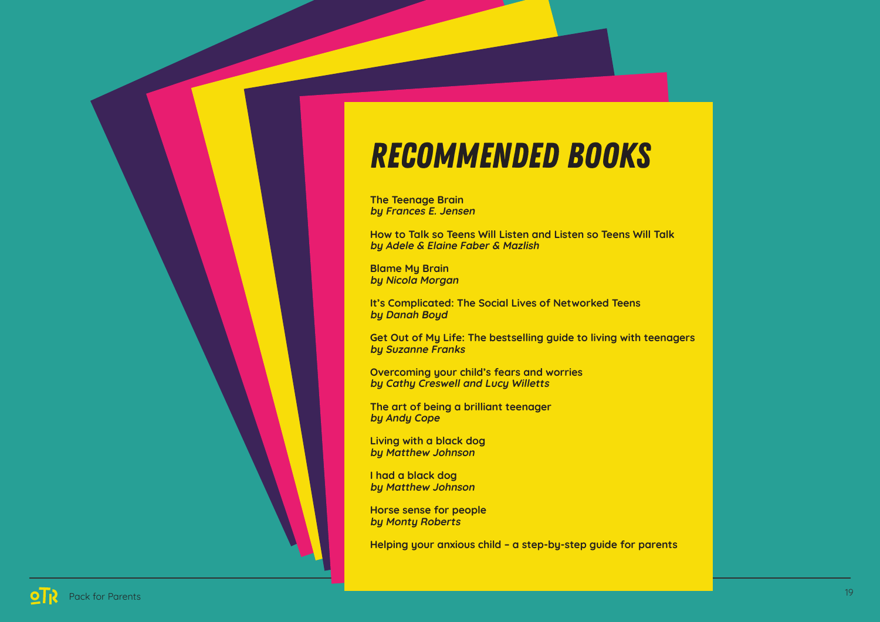# RECOMMENDED BOOKS

**The Teenage Brain**
***by Frances E. Jensen***

**How to Talk so Teens Will Listen and Listen so Teens Will Talk**
***by Adele & Elaine Faber & Mazlish***

**Blame My Brain**
***by Nicola Morgan***

**It's Complicated: The Social Lives of Networked Teens**
***by Danah Boyd***

**Get Out of My Life: The bestselling guide to living with teenagers**
***by Suzanne Franks***

**Overcoming your child's fears and worries**
***by Cathy Creswell and Lucy Willetts***

**The art of being a brilliant teenager**
***by Andy Cope***

**Living with a black dog**
***by Matthew Johnson***

**I had a black dog**
***by Matthew Johnson***

**Horse sense for people**
***by Monty Roberts***

**Helping your anxious child – a step-by-step guide for parents**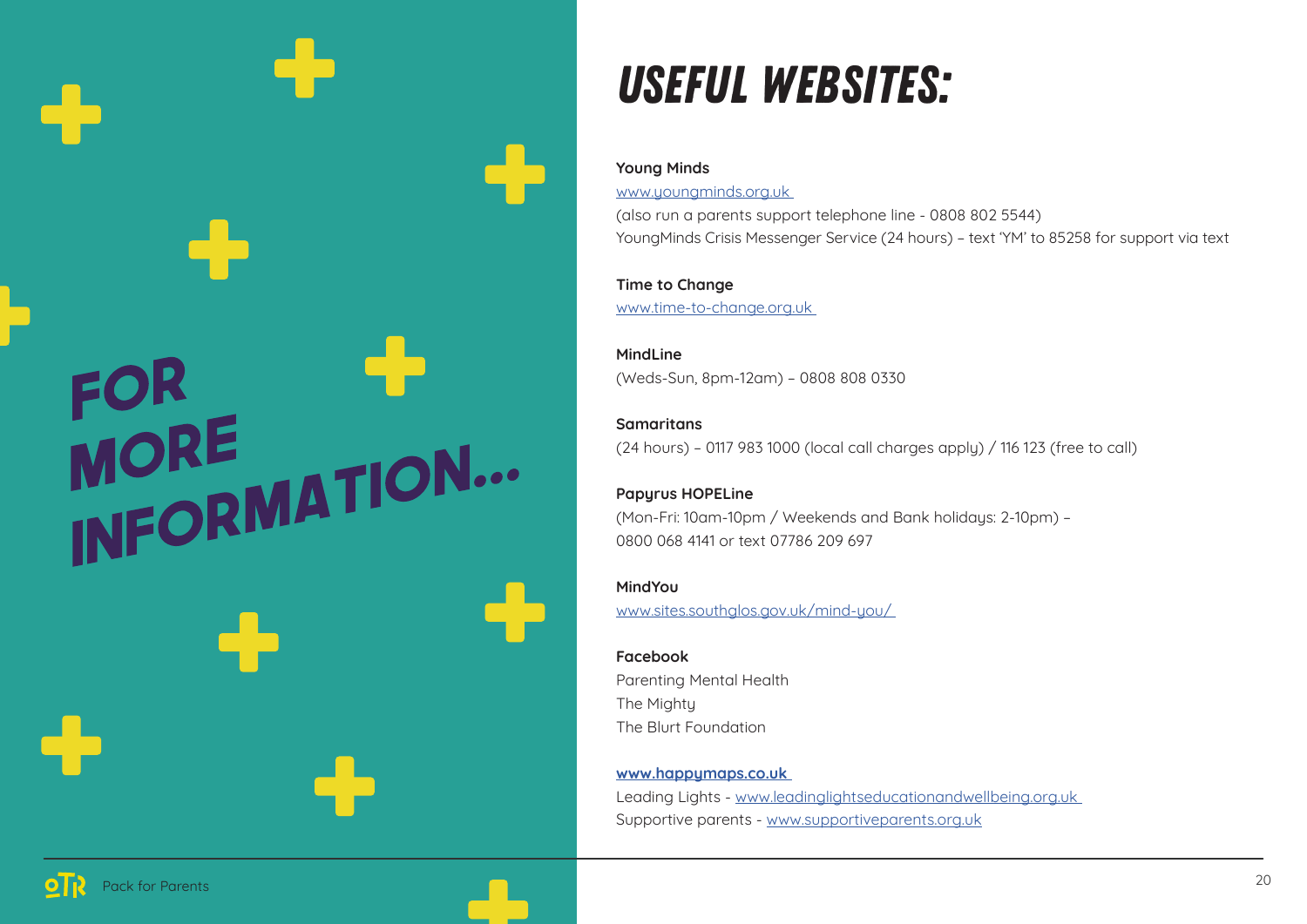FOR MORE INFORMATION...

# USEFUL WEBSITES:

**Young Minds**
www.youngminds.org.uk
(also run a parents support telephone line - 0808 802 5544)
YoungMinds Crisis Messenger Service (24 hours) – text 'YM' to 85258 for support via text

**Time to Change**
www.time-to-change.org.uk

**MindLine**
(Weds-Sun, 8pm-12am) – 0808 808 0330

**Samaritans**
(24 hours) – 0117 983 1000 (local call charges apply) / 116 123 (free to call)

**Papyrus HOPELine**
(Mon-Fri: 10am-10pm / Weekends and Bank holidays: 2-10pm) –
0800 068 4141 or text 07786 209 697

**MindYou**
www.sites.southglos.gov.uk/mind-you/

**Facebook**
Parenting Mental Health
The Mighty
The Blurt Foundation

**www.happymaps.co.uk**
Leading Lights - www.leadinglightseducationandwellbeing.org.uk
Supportive parents - www.supportiveparents.org.uk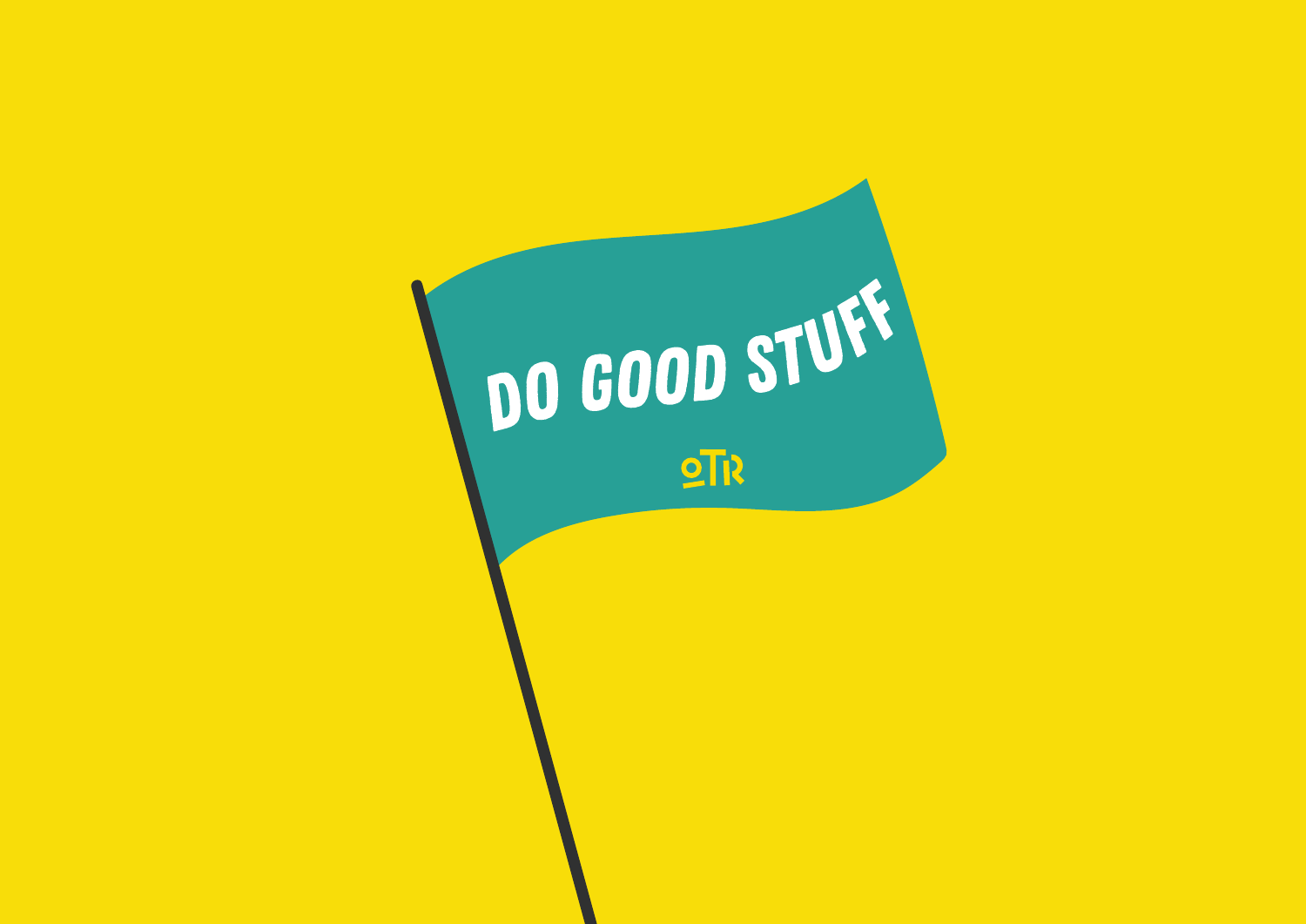DO GOOD STUFF

OTR